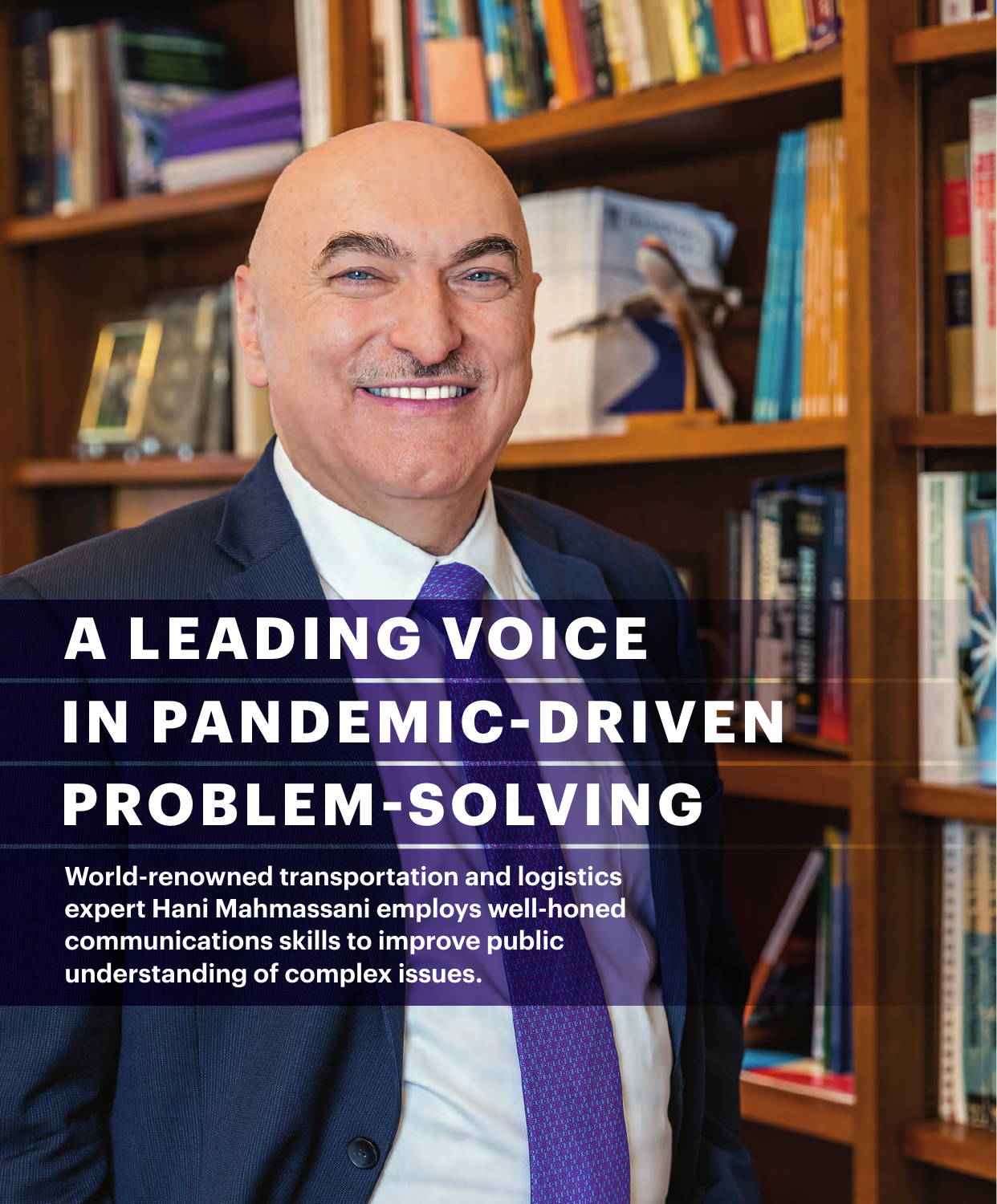# A LEADING VOICE IN PANDEMIC-DRIVEN PROBLEM-SOLVING

**World-renowned transportation and logistics expert Hani Mahmassani employs well-honed communications skills to improve public understanding of complex issues.**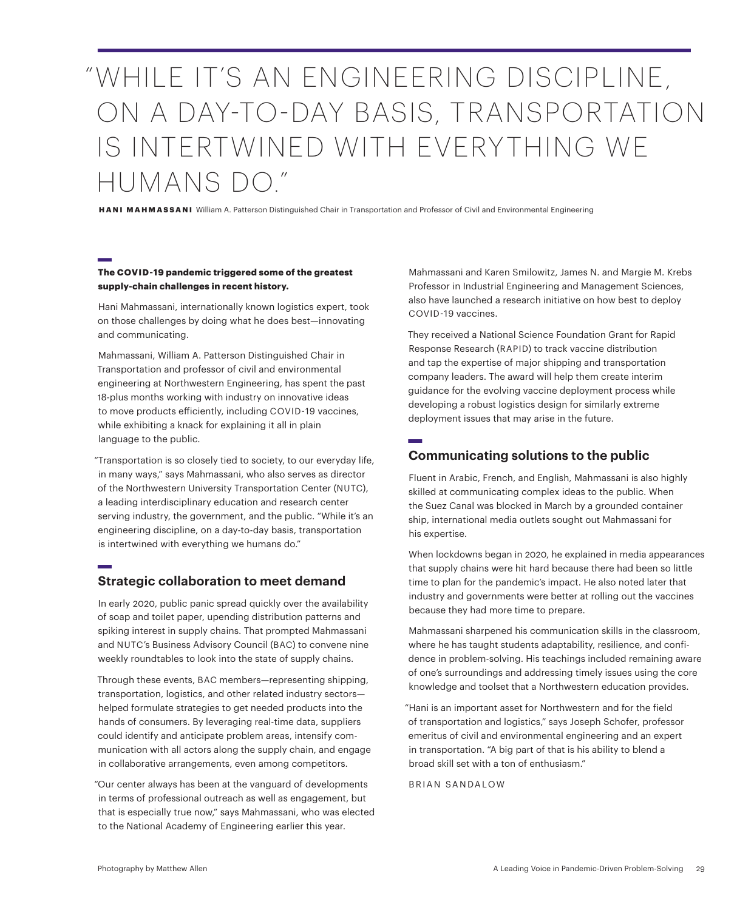# "WHILE IT'S AN ENGINEERING DISCIPLINE, ON A DAY-TO-DAY BASIS, TRANSPORTATION IS INTERTWINED WITH EVERYTHING WE HUMANS DO."

**HANI MAHMASSANI** William A. Patterson Distinguished Chair in Transportation and Professor of Civil and Environmental Engineering

**The COVID-19 pandemic triggered some of the greatest supply-chain challenges in recent history.**

Hani Mahmassani, internationally known logistics expert, took on those challenges by doing what he does best—innovating and communicating.

Mahmassani, William A. Patterson Distinguished Chair in Transportation and professor of civil and environmental engineering at Northwestern Engineering, has spent the past 18-plus months working with industry on innovative ideas to move products efficiently, including COVID-19 vaccines, while exhibiting a knack for explaining it all in plain language to the public.

"Transportation is so closely tied to society, to our everyday life, in many ways," says Mahmassani, who also serves as director of the Northwestern University Transportation Center (NUTC), a leading interdisciplinary education and research center serving industry, the government, and the public. "While it's an engineering discipline, on a day-to-day basis, transportation is intertwined with everything we humans do."

## Strategic collaboration to meet demand

In early 2020, public panic spread quickly over the availability of soap and toilet paper, upending distribution patterns and spiking interest in supply chains. That prompted Mahmassani and NUTC's Business Advisory Council (BAC) to convene nine weekly roundtables to look into the state of supply chains.

Through these events, BAC members—representing shipping, transportation, logistics, and other related industry sectors—helped formulate strategies to get needed products into the hands of consumers. By leveraging real-time data, suppliers could identify and anticipate problem areas, intensify communication with all actors along the supply chain, and engage in collaborative arrangements, even among competitors.

"Our center always has been at the vanguard of developments in terms of professional outreach as well as engagement, but that is especially true now," says Mahmassani, who was elected to the National Academy of Engineering earlier this year.

Mahmassani and Karen Smilowitz, James N. and Margie M. Krebs Professor in Industrial Engineering and Management Sciences, also have launched a research initiative on how best to deploy COVID-19 vaccines.

They received a National Science Foundation Grant for Rapid Response Research (RAPID) to track vaccine distribution and tap the expertise of major shipping and transportation company leaders. The award will help them create interim guidance for the evolving vaccine deployment process while developing a robust logistics design for similarly extreme deployment issues that may arise in the future.

## Communicating solutions to the public

Fluent in Arabic, French, and English, Mahmassani is also highly skilled at communicating complex ideas to the public. When the Suez Canal was blocked in March by a grounded container ship, international media outlets sought out Mahmassani for his expertise.

When lockdowns began in 2020, he explained in media appearances that supply chains were hit hard because there had been so little time to plan for the pandemic's impact. He also noted later that industry and governments were better at rolling out the vaccines because they had more time to prepare.

Mahmassani sharpened his communication skills in the classroom, where he has taught students adaptability, resilience, and confidence in problem-solving. His teachings included remaining aware of one's surroundings and addressing timely issues using the core knowledge and toolset that a Northwestern education provides.

"Hani is an important asset for Northwestern and for the field of transportation and logistics," says Joseph Schofer, professor emeritus of civil and environmental engineering and an expert in transportation. "A big part of that is his ability to blend a broad skill set with a ton of enthusiasm."

BRIAN SANDALOW

Photography by Matthew Allen